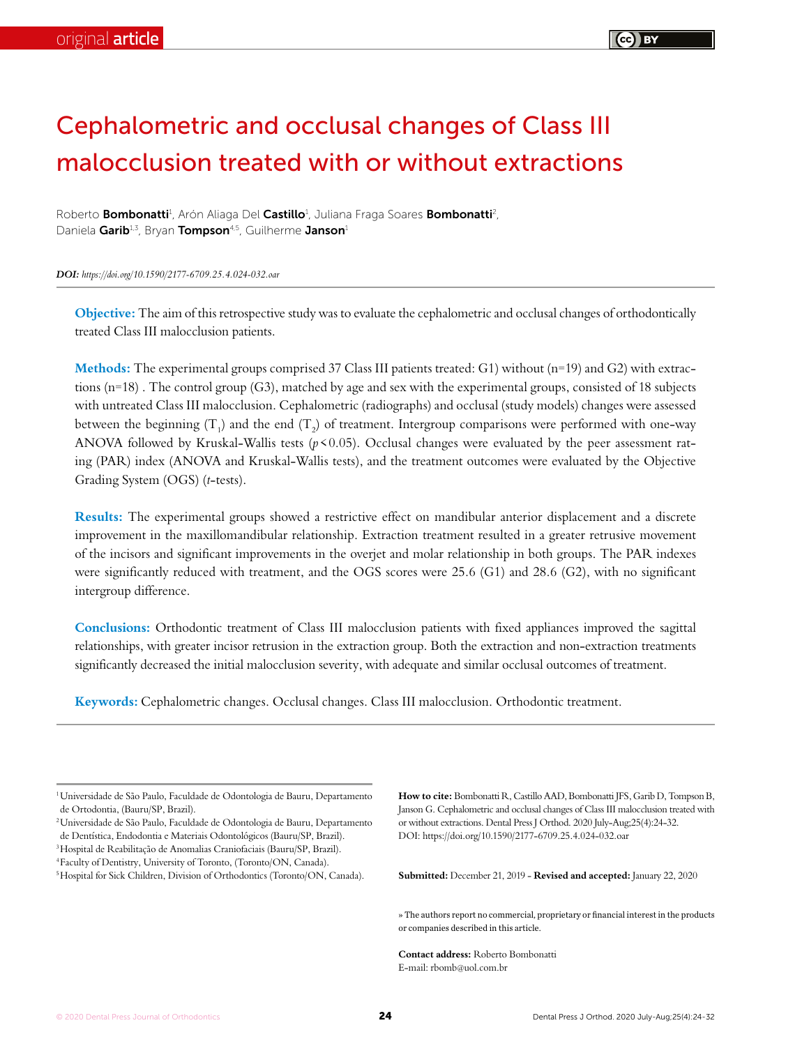original **article**

# Cephalometric and occlusal changes of Class III malocclusion treated with or without extractions

Roberto **Bombonatti**[1], Arón Aliaga Del **Castillo**[1], Juliana Fraga Soares **Bombonatti**[2], Daniela **Garib**[1,3], Bryan **Tompson**[4,5], Guilherme **Janson**[1]

***DOI:*** *https://doi.org/10.1590/2177-6709.25.4.024-032.oar*

**Objective:** The aim of this retrospective study was to evaluate the cephalometric and occlusal changes of orthodontically treated Class III malocclusion patients.

**Methods:** The experimental groups comprised 37 Class III patients treated: G1) without (n=19) and G2) with extractions (n=18) . The control group (G3), matched by age and sex with the experimental groups, consisted of 18 subjects with untreated Class III malocclusion. Cephalometric (radiographs) and occlusal (study models) changes were assessed between the beginning ($T_1$) and the end ($T_2$) of treatment. Intergroup comparisons were performed with one-way ANOVA followed by Kruskal-Wallis tests ($p<0.05$). Occlusal changes were evaluated by the peer assessment rating (PAR) index (ANOVA and Kruskal-Wallis tests), and the treatment outcomes were evaluated by the Objective Grading System (OGS) (*t*-tests).

**Results:** The experimental groups showed a restrictive effect on mandibular anterior displacement and a discrete improvement in the maxillomandibular relationship. Extraction treatment resulted in a greater retrusive movement of the incisors and significant improvements in the overjet and molar relationship in both groups. The PAR indexes were significantly reduced with treatment, and the OGS scores were 25.6 (G1) and 28.6 (G2), with no significant intergroup difference.

**Conclusions:** Orthodontic treatment of Class III malocclusion patients with fixed appliances improved the sagittal relationships, with greater incisor retrusion in the extraction group. Both the extraction and non-extraction treatments significantly decreased the initial malocclusion severity, with adequate and similar occlusal outcomes of treatment.

**Keywords:** Cephalometric changes. Occlusal changes. Class III malocclusion. Orthodontic treatment.

[1] Universidade de São Paulo, Faculdade de Odontologia de Bauru, Departamento de Ortodontia, (Bauru/SP, Brazil).
[2] Universidade de São Paulo, Faculdade de Odontologia de Bauru, Departamento de Dentística, Endodontia e Materiais Odontológicos (Bauru/SP, Brazil).
[3] Hospital de Reabilitação de Anomalias Craniofaciais (Bauru/SP, Brazil).
[4] Faculty of Dentistry, University of Toronto, (Toronto/ON, Canada).
[5] Hospital for Sick Children, Division of Orthodontics (Toronto/ON, Canada).

**How to cite:** Bombonatti R, Castillo AAD, Bombonatti JFS, Garib D, Tompson B, Janson G. Cephalometric and occlusal changes of Class III malocclusion treated with or without extractions. Dental Press J Orthod. 2020 July-Aug;25(4):24-32. DOI: https://doi.org/10.1590/2177-6709.25.4.024-032.oar

**Submitted:** December 21, 2019 - **Revised and accepted:** January 22, 2020

» The authors report no commercial, proprietary or financial interest in the products or companies described in this article.

**Contact address:** Roberto Bombonatti
E-mail: rbomb@uol.com.br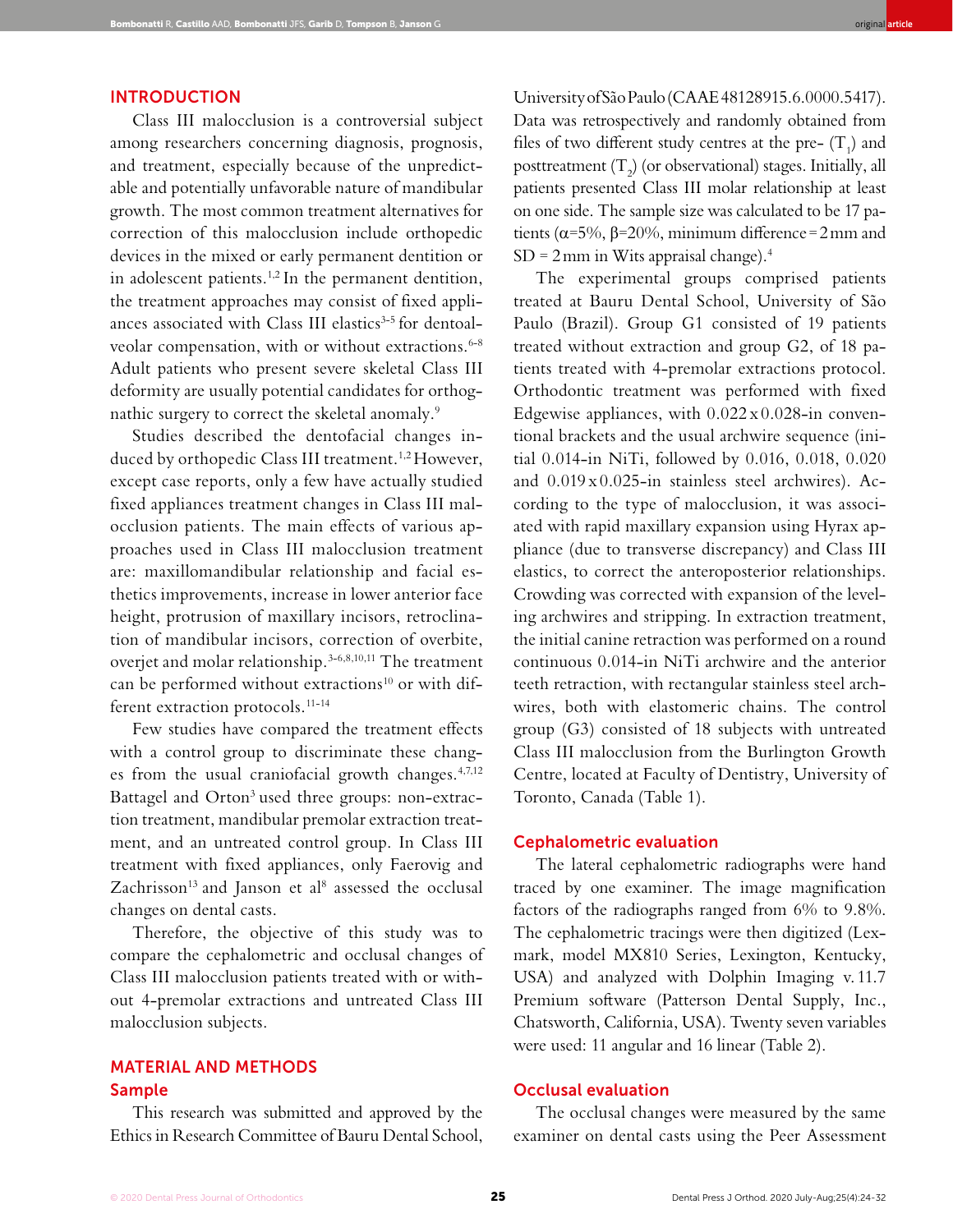## INTRODUCTION

Class III malocclusion is a controversial subject among researchers concerning diagnosis, prognosis, and treatment, especially because of the unpredictable and potentially unfavorable nature of mandibular growth. The most common treatment alternatives for correction of this malocclusion include orthopedic devices in the mixed or early permanent dentition or in adolescent patients.[1,2] In the permanent dentition, the treatment approaches may consist of fixed appliances associated with Class III elastics[3-5] for dentoalveolar compensation, with or without extractions.[6-8] Adult patients who present severe skeletal Class III deformity are usually potential candidates for orthognathic surgery to correct the skeletal anomaly.[9]

Studies described the dentofacial changes induced by orthopedic Class III treatment.[1,2] However, except case reports, only a few have actually studied fixed appliances treatment changes in Class III malocclusion patients. The main effects of various approaches used in Class III malocclusion treatment are: maxillomandibular relationship and facial esthetics improvements, increase in lower anterior face height, protrusion of maxillary incisors, retroclination of mandibular incisors, correction of overbite, overjet and molar relationship.[3-6,8,10,11] The treatment can be performed without extractions[10] or with different extraction protocols.[11-14]

Few studies have compared the treatment effects with a control group to discriminate these changes from the usual craniofacial growth changes.[4,7,12] Battagel and Orton[3] used three groups: non-extraction treatment, mandibular premolar extraction treatment, and an untreated control group. In Class III treatment with fixed appliances, only Faerovig and Zachrisson[13] and Janson et al[8] assessed the occlusal changes on dental casts.

Therefore, the objective of this study was to compare the cephalometric and occlusal changes of Class III malocclusion patients treated with or without 4-premolar extractions and untreated Class III malocclusion subjects.

## MATERIAL AND METHODS

### Sample

This research was submitted and approved by the Ethics in Research Committee of Bauru Dental School, University of São Paulo (CAAE 48128915.6.0000.5417). Data was retrospectively and randomly obtained from files of two different study centres at the pre- ($T_1$) and posttreatment ($T_2$) (or observational) stages. Initially, all patients presented Class III molar relationship at least on one side. The sample size was calculated to be 17 patients ($\alpha$=5%, $\beta$=20%, minimum difference = 2 mm and SD = 2 mm in Wits appraisal change).[4]

The experimental groups comprised patients treated at Bauru Dental School, University of São Paulo (Brazil). Group G1 consisted of 19 patients treated without extraction and group G2, of 18 patients treated with 4-premolar extractions protocol. Orthodontic treatment was performed with fixed Edgewise appliances, with 0.022 x 0.028-in conventional brackets and the usual archwire sequence (initial 0.014-in NiTi, followed by 0.016, 0.018, 0.020 and 0.019 x 0.025-in stainless steel archwires). According to the type of malocclusion, it was associated with rapid maxillary expansion using Hyrax appliance (due to transverse discrepancy) and Class III elastics, to correct the anteroposterior relationships. Crowding was corrected with expansion of the leveling archwires and stripping. In extraction treatment, the initial canine retraction was performed on a round continuous 0.014-in NiTi archwire and the anterior teeth retraction, with rectangular stainless steel archwires, both with elastomeric chains. The control group (G3) consisted of 18 subjects with untreated Class III malocclusion from the Burlington Growth Centre, located at Faculty of Dentistry, University of Toronto, Canada (Table 1).

### Cephalometric evaluation

The lateral cephalometric radiographs were hand traced by one examiner. The image magnification factors of the radiographs ranged from 6% to 9.8%. The cephalometric tracings were then digitized (Lexmark, model MX810 Series, Lexington, Kentucky, USA) and analyzed with Dolphin Imaging v. 11.7 Premium software (Patterson Dental Supply, Inc., Chatsworth, California, USA). Twenty seven variables were used: 11 angular and 16 linear (Table 2).

### Occlusal evaluation

The occlusal changes were measured by the same examiner on dental casts using the Peer Assessment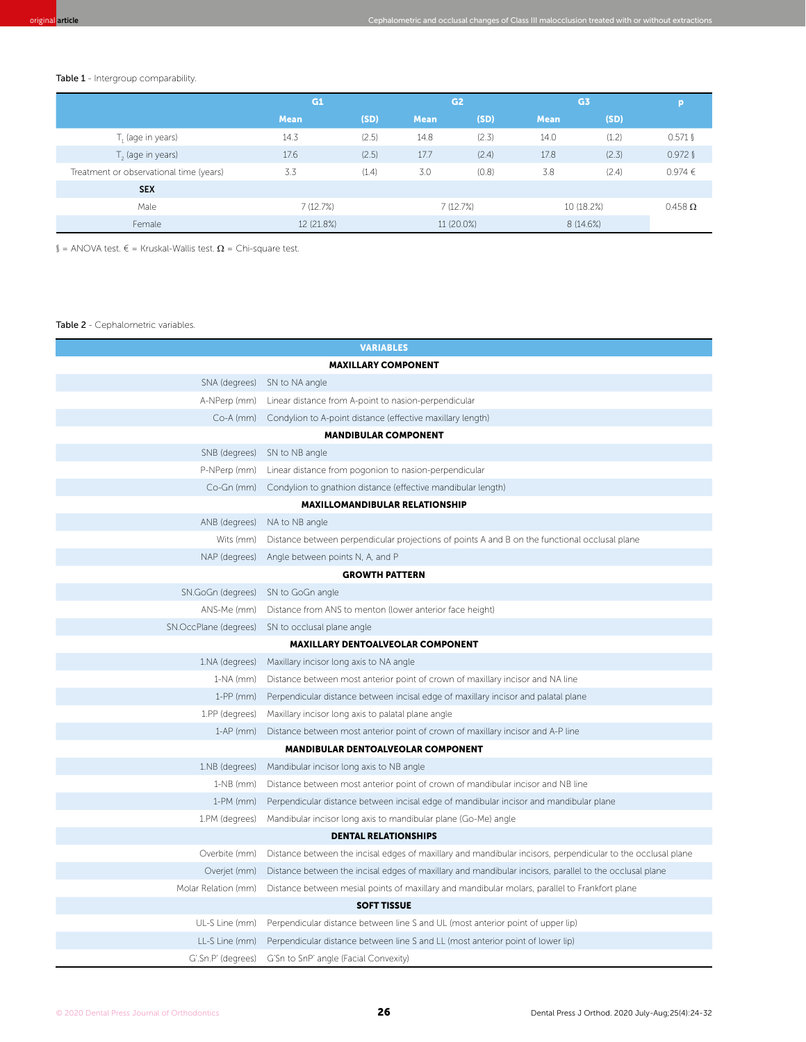**Table 1** - Intergroup comparability.

| | G1 | | G2 | | G3 | | p |
|---|---|---|---|---|---|---|---|
| | Mean | (SD) | Mean | (SD) | Mean | (SD) | |
| $T_1$ (age in years) | 14.3 | (2.5) | 14.8 | (2.3) | 14.0 | (1.2) | 0.571 § |
| $T_2$ (age in years) | 17.6 | (2.5) | 17.7 | (2.4) | 17.8 | (2.3) | 0.972 § |
| Treatment or observational time (years) | 3.3 | (1.4) | 3.0 | (0.8) | 3.8 | (2.4) | 0.974 € |
| **SEX** | | | | | | | |
| Male | 7 (12.7%) | | 7 (12.7%) | | 10 (18.2%) | | 0.458 Ω |
| Female | 12 (21.8%) | | 11 (20.0%) | | 8 (14.6%) | | |

§ = ANOVA test. € = Kruskal-Wallis test. Ω = Chi-square test.

**Table 2** - Cephalometric variables.

| VARIABLES | |
|---|---|
| **MAXILLARY COMPONENT** | |
| SNA (degrees) | SN to NA angle |
| A-NPerp (mm) | Linear distance from A-point to nasion-perpendicular |
| Co-A (mm) | Condylion to A-point distance (effective maxillary length) |
| **MANDIBULAR COMPONENT** | |
| SNB (degrees) | SN to NB angle |
| P-NPerp (mm) | Linear distance from pogonion to nasion-perpendicular |
| Co-Gn (mm) | Condylion to gnathion distance (effective mandibular length) |
| **MAXILLOMANDIBULAR RELATIONSHIP** | |
| ANB (degrees) | NA to NB angle |
| Wits (mm) | Distance between perpendicular projections of points A and B on the functional occlusal plane |
| NAP (degrees) | Angle between points N, A, and P |
| **GROWTH PATTERN** | |
| SN.GoGn (degrees) | SN to GoGn angle |
| ANS-Me (mm) | Distance from ANS to menton (lower anterior face height) |
| SN.OccPlane (degrees) | SN to occlusal plane angle |
| **MAXILLARY DENTOALVEOLAR COMPONENT** | |
| 1.NA (degrees) | Maxillary incisor long axis to NA angle |
| 1-NA (mm) | Distance between most anterior point of crown of maxillary incisor and NA line |
| 1-PP (mm) | Perpendicular distance between incisal edge of maxillary incisor and palatal plane |
| 1.PP (degrees) | Maxillary incisor long axis to palatal plane angle |
| 1-AP (mm) | Distance between most anterior point of crown of maxillary incisor and A-P line |
| **MANDIBULAR DENTOALVEOLAR COMPONENT** | |
| 1.NB (degrees) | Mandibular incisor long axis to NB angle |
| 1-NB (mm) | Distance between most anterior point of crown of mandibular incisor and NB line |
| 1-PM (mm) | Perpendicular distance between incisal edge of mandibular incisor and mandibular plane |
| 1.PM (degrees) | Mandibular incisor long axis to mandibular plane (Go-Me) angle |
| **DENTAL RELATIONSHIPS** | |
| Overbite (mm) | Distance between the incisal edges of maxillary and mandibular incisors, perpendicular to the occlusal plane |
| Overjet (mm) | Distance between the incisal edges of maxillary and mandibular incisors, parallel to the occlusal plane |
| Molar Relation (mm) | Distance between mesial points of maxillary and mandibular molars, parallel to Frankfort plane |
| **SOFT TISSUE** | |
| UL-S Line (mm) | Perpendicular distance between line S and UL (most anterior point of upper lip) |
| LL-S Line (mm) | Perpendicular distance between line S and LL (most anterior point of lower lip) |
| G'.Sn.P' (degrees) | G'Sn to SnP' angle (Facial Convexity) |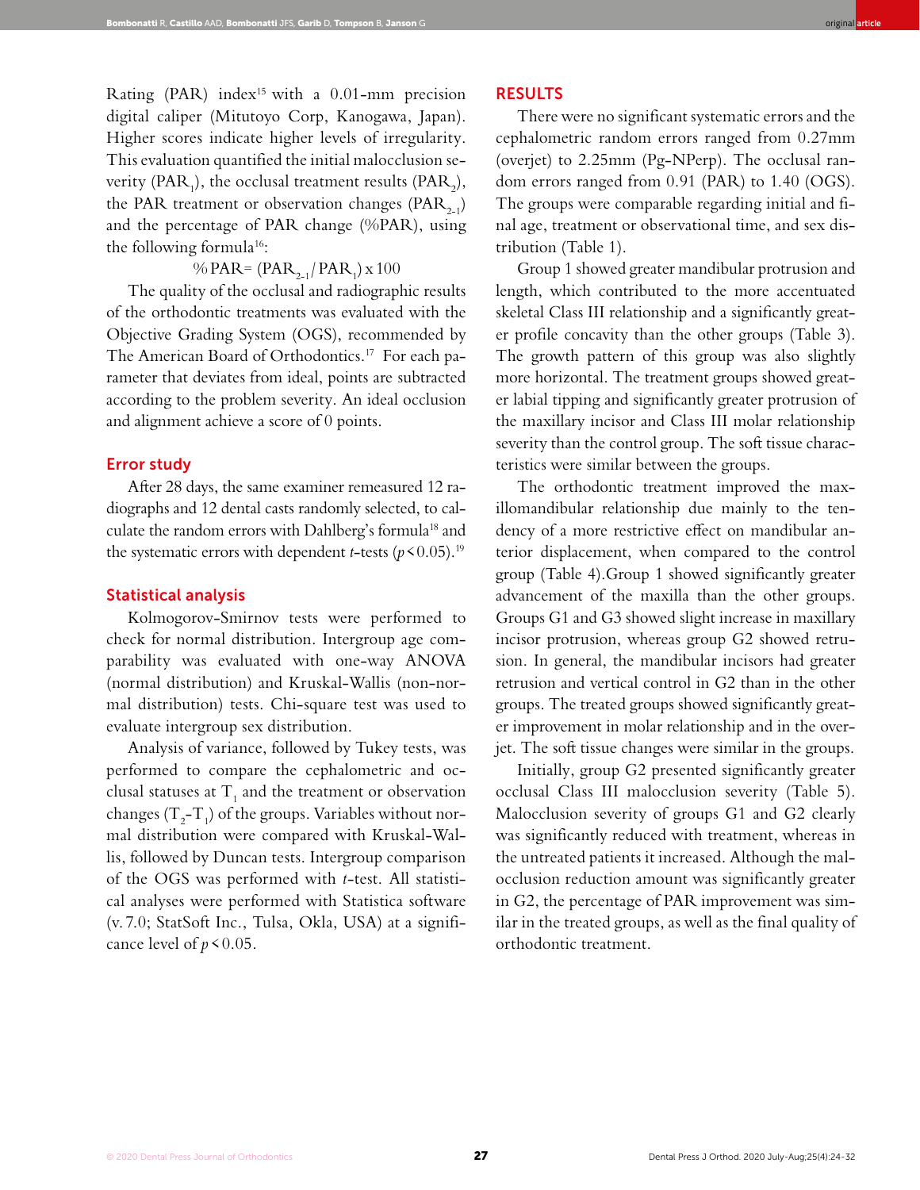Rating (PAR) index[15] with a 0.01-mm precision digital caliper (Mitutoyo Corp, Kanogawa, Japan). Higher scores indicate higher levels of irregularity. This evaluation quantified the initial malocclusion severity ($PAR_1$), the occlusal treatment results ($PAR_2$), the PAR treatment or observation changes ($PAR_{2-1}$) and the percentage of PAR change (%PAR), using the following formula[16]:

$$\%PAR = (PAR_{2-1} / PAR_1) \times 100$$

The quality of the occlusal and radiographic results of the orthodontic treatments was evaluated with the Objective Grading System (OGS), recommended by The American Board of Orthodontics.[17] For each parameter that deviates from ideal, points are subtracted according to the problem severity. An ideal occlusion and alignment achieve a score of 0 points.

## Error study

After 28 days, the same examiner remeasured 12 radiographs and 12 dental casts randomly selected, to calculate the random errors with Dahlberg's formula[18] and the systematic errors with dependent *t*-tests ($p < 0.05$).[19]

## Statistical analysis

Kolmogorov-Smirnov tests were performed to check for normal distribution. Intergroup age comparability was evaluated with one-way ANOVA (normal distribution) and Kruskal-Wallis (non-normal distribution) tests. Chi-square test was used to evaluate intergroup sex distribution.

Analysis of variance, followed by Tukey tests, was performed to compare the cephalometric and occlusal statuses at $T_1$ and the treatment or observation changes ($T_2$-$T_1$) of the groups. Variables without normal distribution were compared with Kruskal-Wallis, followed by Duncan tests. Intergroup comparison of the OGS was performed with *t*-test. All statistical analyses were performed with Statistica software (v. 7.0; StatSoft Inc., Tulsa, Okla, USA) at a significance level of $p < 0.05$.

## RESULTS

There were no significant systematic errors and the cephalometric random errors ranged from 0.27mm (overjet) to 2.25mm (Pg-NPerp). The occlusal random errors ranged from 0.91 (PAR) to 1.40 (OGS). The groups were comparable regarding initial and final age, treatment or observational time, and sex distribution (Table 1).

Group 1 showed greater mandibular protrusion and length, which contributed to the more accentuated skeletal Class III relationship and a significantly greater profile concavity than the other groups (Table 3). The growth pattern of this group was also slightly more horizontal. The treatment groups showed greater labial tipping and significantly greater protrusion of the maxillary incisor and Class III molar relationship severity than the control group. The soft tissue characteristics were similar between the groups.

The orthodontic treatment improved the maxillomandibular relationship due mainly to the tendency of a more restrictive effect on mandibular anterior displacement, when compared to the control group (Table 4).Group 1 showed significantly greater advancement of the maxilla than the other groups. Groups G1 and G3 showed slight increase in maxillary incisor protrusion, whereas group G2 showed retrusion. In general, the mandibular incisors had greater retrusion and vertical control in G2 than in the other groups. The treated groups showed significantly greater improvement in molar relationship and in the overjet. The soft tissue changes were similar in the groups.

Initially, group G2 presented significantly greater occlusal Class III malocclusion severity (Table 5). Malocclusion severity of groups G1 and G2 clearly was significantly reduced with treatment, whereas in the untreated patients it increased. Although the malocclusion reduction amount was significantly greater in G2, the percentage of PAR improvement was similar in the treated groups, as well as the final quality of orthodontic treatment.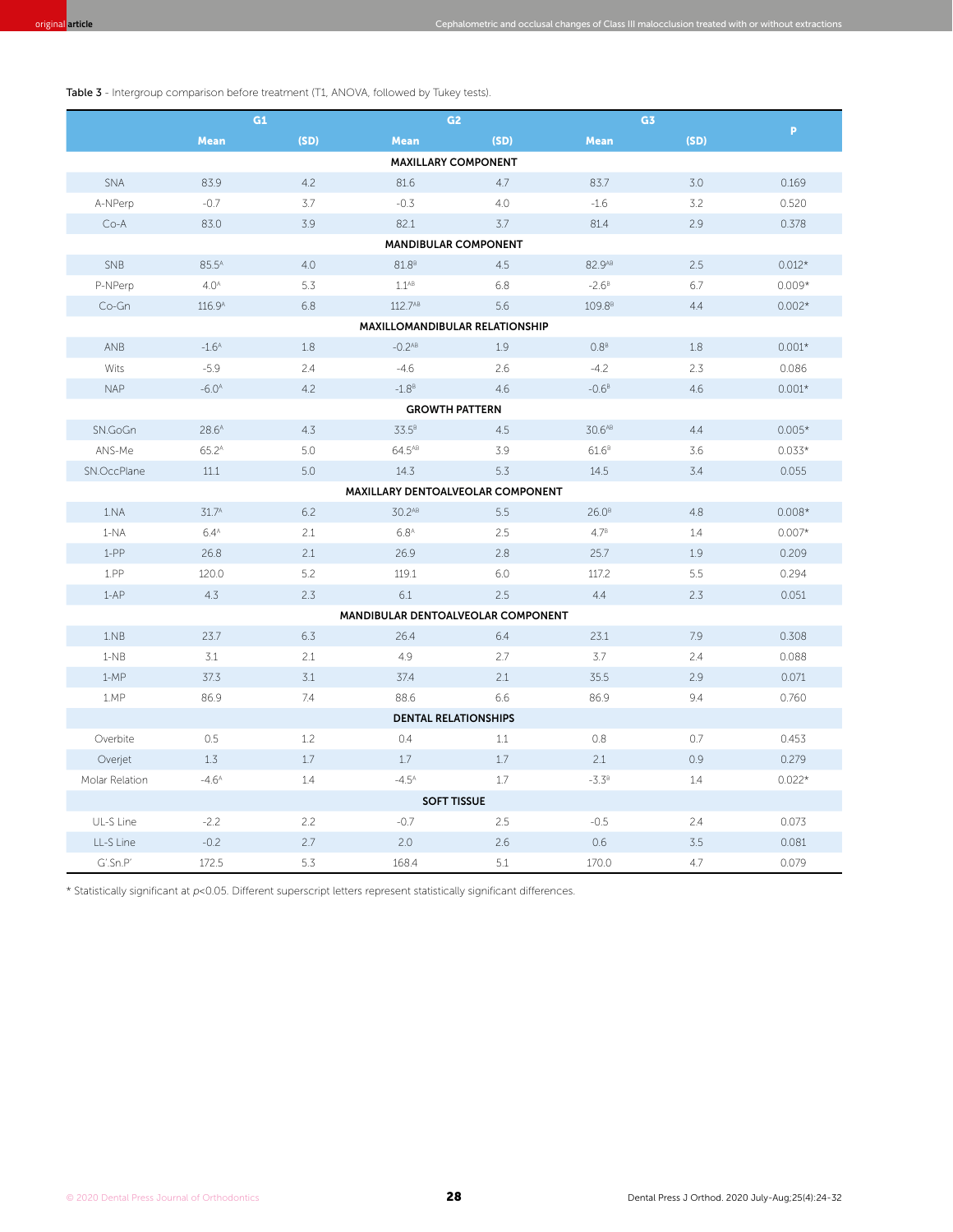**Table 3** - Intergroup comparison before treatment (T1, ANOVA, followed by Tukey tests).

| | G1 | | G2 | | G3 | | P |
|---|---|---|---|---|---|---|---|
| | Mean | (SD) | Mean | (SD) | Mean | (SD) | |
| **MAXILLARY COMPONENT** | | | | | | | |
| SNA | 83.9 | 4.2 | 81.6 | 4.7 | 83.7 | 3.0 | 0.169 |
| A-NPerp | -0.7 | 3.7 | -0.3 | 4.0 | -1.6 | 3.2 | 0.520 |
| Co-A | 83.0 | 3.9 | 82.1 | 3.7 | 81.4 | 2.9 | 0.378 |
| **MANDIBULAR COMPONENT** | | | | | | | |
| SNB | 85.5[A] | 4.0 | 81.8[B] | 4.5 | 82.9[AB] | 2.5 | 0.012* |
| P-NPerp | 4.0[A] | 5.3 | 1.1[AB] | 6.8 | -2.6[B] | 6.7 | 0.009* |
| Co-Gn | 116.9[A] | 6.8 | 112.7[AB] | 5.6 | 109.8[B] | 4.4 | 0.002* |
| **MAXILLOMANDIBULAR RELATIONSHIP** | | | | | | | |
| ANB | -1.6[A] | 1.8 | -0.2[AB] | 1.9 | 0.8[B] | 1.8 | 0.001* |
| Wits | -5.9 | 2.4 | -4.6 | 2.6 | -4.2 | 2.3 | 0.086 |
| NAP | -6.0[A] | 4.2 | -1.8[B] | 4.6 | -0.6[B] | 4.6 | 0.001* |
| **GROWTH PATTERN** | | | | | | | |
| SN.GoGn | 28.6[A] | 4.3 | 33.5[B] | 4.5 | 30.6[AB] | 4.4 | 0.005* |
| ANS-Me | 65.2[A] | 5.0 | 64.5[AB] | 3.9 | 61.6[B] | 3.6 | 0.033* |
| SN.OccPlane | 11.1 | 5.0 | 14.3 | 5.3 | 14.5 | 3.4 | 0.055 |
| **MAXILLARY DENTOALVEOLAR COMPONENT** | | | | | | | |
| 1.NA | 31.7[A] | 6.2 | 30.2[AB] | 5.5 | 26.0[B] | 4.8 | 0.008* |
| 1-NA | 6.4[A] | 2.1 | 6.8[A] | 2.5 | 4.7[B] | 1.4 | 0.007* |
| 1-PP | 26.8 | 2.1 | 26.9 | 2.8 | 25.7 | 1.9 | 0.209 |
| 1.PP | 120.0 | 5.2 | 119.1 | 6.0 | 117.2 | 5.5 | 0.294 |
| 1-AP | 4.3 | 2.3 | 6.1 | 2.5 | 4.4 | 2.3 | 0.051 |
| **MANDIBULAR DENTOALVEOLAR COMPONENT** | | | | | | | |
| 1.NB | 23.7 | 6.3 | 26.4 | 6.4 | 23.1 | 7.9 | 0.308 |
| 1-NB | 3.1 | 2.1 | 4.9 | 2.7 | 3.7 | 2.4 | 0.088 |
| 1-MP | 37.3 | 3.1 | 37.4 | 2.1 | 35.5 | 2.9 | 0.071 |
| 1.MP | 86.9 | 7.4 | 88.6 | 6.6 | 86.9 | 9.4 | 0.760 |
| **DENTAL RELATIONSHIPS** | | | | | | | |
| Overbite | 0.5 | 1.2 | 0.4 | 1.1 | 0.8 | 0.7 | 0.453 |
| Overjet | 1.3 | 1.7 | 1.7 | 1.7 | 2.1 | 0.9 | 0.279 |
| Molar Relation | -4.6[A] | 1.4 | -4.5[A] | 1.7 | -3.3[B] | 1.4 | 0.022* |
| **SOFT TISSUE** | | | | | | | |
| UL-S Line | -2.2 | 2.2 | -0.7 | 2.5 | -0.5 | 2.4 | 0.073 |
| LL-S Line | -0.2 | 2.7 | 2.0 | 2.6 | 0.6 | 3.5 | 0.081 |
| G'.Sn.P' | 172.5 | 5.3 | 168.4 | 5.1 | 170.0 | 4.7 | 0.079 |

* Statistically significant at $p<0.05$. Different superscript letters represent statistically significant differences.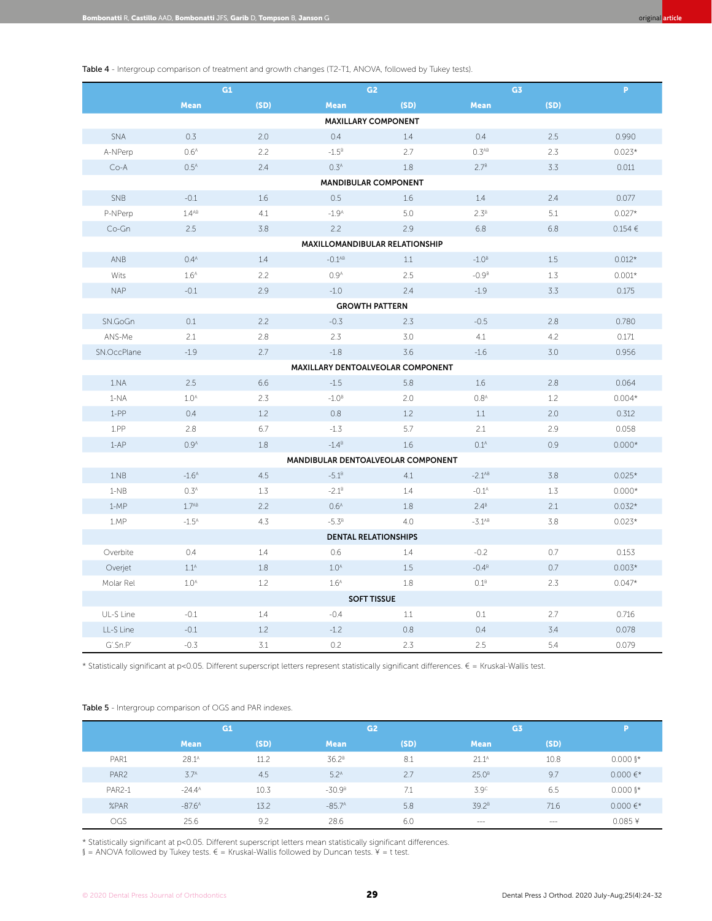Table 4 - Intergroup comparison of treatment and growth changes (T2-T1, ANOVA, followed by Tukey tests).

| | G1 | | G2 | | G3 | | P |
|---|---|---|---|---|---|---|---|
| | Mean | (SD) | Mean | (SD) | Mean | (SD) | |
| **MAXILLARY COMPONENT** | | | | | | | |
| SNA | 0.3 | 2.0 | 0.4 | 1.4 | 0.4 | 2.5 | 0.990 |
| A-NPerp | 0.6$^{A}$ | 2.2 | -1.5$^{B}$ | 2.7 | 0.3$^{AB}$ | 2.3 | 0.023* |
| Co-A | 0.5$^{A}$ | 2.4 | 0.3$^{A}$ | 1.8 | 2.7$^{B}$ | 3.3 | 0.011 |
| **MANDIBULAR COMPONENT** | | | | | | | |
| SNB | -0.1 | 1.6 | 0.5 | 1.6 | 1.4 | 2.4 | 0.077 |
| P-NPerp | 1.4$^{AB}$ | 4.1 | -1.9$^{A}$ | 5.0 | 2.3$^{B}$ | 5.1 | 0.027* |
| Co-Gn | 2.5 | 3.8 | 2.2 | 2.9 | 6.8 | 6.8 | 0.154 € |
| **MAXILLOMANDIBULAR RELATIONSHIP** | | | | | | | |
| ANB | 0.4$^{A}$ | 1.4 | -0.1$^{AB}$ | 1.1 | -1.0$^{B}$ | 1.5 | 0.012* |
| Wits | 1.6$^{A}$ | 2.2 | 0.9$^{A}$ | 2.5 | -0.9$^{B}$ | 1.3 | 0.001* |
| NAP | -0.1 | 2.9 | -1.0 | 2.4 | -1.9 | 3.3 | 0.175 |
| **GROWTH PATTERN** | | | | | | | |
| SN.GoGn | 0.1 | 2.2 | -0.3 | 2.3 | -0.5 | 2.8 | 0.780 |
| ANS-Me | 2.1 | 2.8 | 2.3 | 3.0 | 4.1 | 4.2 | 0.171 |
| SN.OccPlane | -1.9 | 2.7 | -1.8 | 3.6 | -1.6 | 3.0 | 0.956 |
| **MAXILLARY DENTOALVEOLAR COMPONENT** | | | | | | | |
| 1.NA | 2.5 | 6.6 | -1.5 | 5.8 | 1.6 | 2.8 | 0.064 |
| 1-NA | 1.0$^{A}$ | 2.3 | -1.0$^{B}$ | 2.0 | 0.8$^{A}$ | 1.2 | 0.004* |
| 1-PP | 0.4 | 1.2 | 0.8 | 1.2 | 1.1 | 2.0 | 0.312 |
| 1.PP | 2.8 | 6.7 | -1.3 | 5.7 | 2.1 | 2.9 | 0.058 |
| 1-AP | 0.9$^{A}$ | 1.8 | -1.4$^{B}$ | 1.6 | 0.1$^{A}$ | 0.9 | 0.000* |
| **MANDIBULAR DENTOALVEOLAR COMPONENT** | | | | | | | |
| 1.NB | -1.6$^{A}$ | 4.5 | -5.1$^{B}$ | 4.1 | -2.1$^{AB}$ | 3.8 | 0.025* |
| 1-NB | 0.3$^{A}$ | 1.3 | -2.1$^{B}$ | 1.4 | -0.1$^{A}$ | 1.3 | 0.000* |
| 1-MP | 1.7$^{AB}$ | 2.2 | 0.6$^{A}$ | 1.8 | 2.4$^{B}$ | 2.1 | 0.032* |
| 1.MP | -1.5$^{A}$ | 4.3 | -5.3$^{B}$ | 4.0 | -3.1$^{AB}$ | 3.8 | 0.023* |
| **DENTAL RELATIONSHIPS** | | | | | | | |
| Overbite | 0.4 | 1.4 | 0.6 | 1.4 | -0.2 | 0.7 | 0.153 |
| Overjet | 1.1$^{A}$ | 1.8 | 1.0$^{A}$ | 1.5 | -0.4$^{B}$ | 0.7 | 0.003* |
| Molar Rel | 1.0$^{A}$ | 1.2 | 1.6$^{A}$ | 1.8 | 0.1$^{B}$ | 2.3 | 0.047* |
| **SOFT TISSUE** | | | | | | | |
| UL-S Line | -0.1 | 1.4 | -0.4 | 1.1 | 0.1 | 2.7 | 0.716 |
| LL-S Line | -0.1 | 1.2 | -1.2 | 0.8 | 0.4 | 3.4 | 0.078 |
| G'.Sn.P' | -0.3 | 3.1 | 0.2 | 2.3 | 2.5 | 5.4 | 0.079 |

* Statistically significant at p<0.05. Different superscript letters represent statistically significant differences. € = Kruskal-Wallis test.

Table 5 - Intergroup comparison of OGS and PAR indexes.

| | G1 | | G2 | | G3 | | P |
|---|---|---|---|---|---|---|---|
| | Mean | (SD) | Mean | (SD) | Mean | (SD) | |
| PAR1 | 28.1$^{A}$ | 11.2 | 36.2$^{B}$ | 8.1 | 21.1$^{A}$ | 10.8 | 0.000 ∫* |
| PAR2 | 3.7$^{A}$ | 4.5 | 5.2$^{A}$ | 2.7 | 25.0$^{B}$ | 9.7 | 0.000 €* |
| PAR2-1 | -24.4$^{A}$ | 10.3 | -30.9$^{B}$ | 7.1 | 3.9$^{C}$ | 6.5 | 0.000 ∫* |
| %PAR | -87.6$^{A}$ | 13.2 | -85.7$^{A}$ | 5.8 | 39.2$^{B}$ | 71.6 | 0.000 €* |
| OGS | 25.6 | 9.2 | 28.6 | 6.0 | --- | --- | 0.085 ¥ |

* Statistically significant at p<0.05. Different superscript letters mean statistically significant differences.
∫ = ANOVA followed by Tukey tests. € = Kruskal-Wallis followed by Duncan tests. ¥ = t test.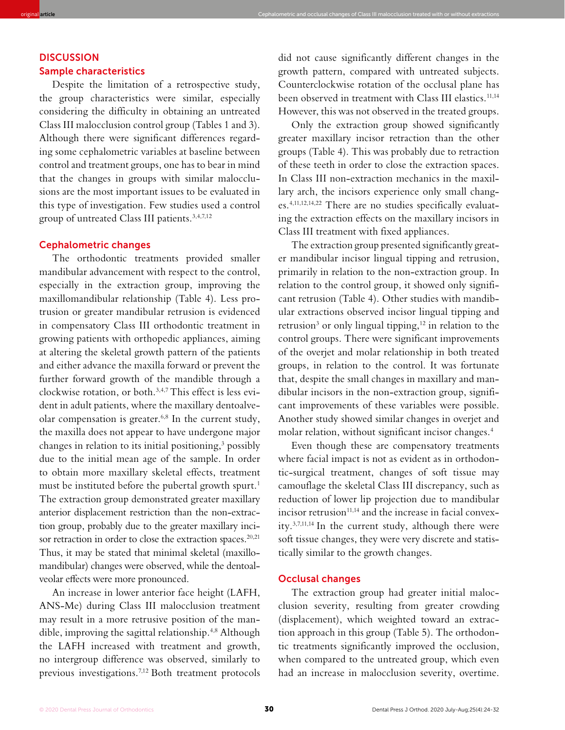## DISCUSSION

### Sample characteristics

Despite the limitation of a retrospective study, the group characteristics were similar, especially considering the difficulty in obtaining an untreated Class III malocclusion control group (Tables 1 and 3). Although there were significant differences regarding some cephalometric variables at baseline between control and treatment groups, one has to bear in mind that the changes in groups with similar malocclusions are the most important issues to be evaluated in this type of investigation. Few studies used a control group of untreated Class III patients.[3,4,7,12]

### Cephalometric changes

The orthodontic treatments provided smaller mandibular advancement with respect to the control, especially in the extraction group, improving the maxillomandibular relationship (Table 4). Less protrusion or greater mandibular retrusion is evidenced in compensatory Class III orthodontic treatment in growing patients with orthopedic appliances, aiming at altering the skeletal growth pattern of the patients and either advance the maxilla forward or prevent the further forward growth of the mandible through a clockwise rotation, or both.[3,4,7] This effect is less evident in adult patients, where the maxillary dentoalveolar compensation is greater.[6,8] In the current study, the maxilla does not appear to have undergone major changes in relation to its initial positioning,[3] possibly due to the initial mean age of the sample. In order to obtain more maxillary skeletal effects, treatment must be instituted before the pubertal growth spurt.[1] The extraction group demonstrated greater maxillary anterior displacement restriction than the non-extraction group, probably due to the greater maxillary incisor retraction in order to close the extraction spaces.[20,21] Thus, it may be stated that minimal skeletal (maxillomandibular) changes were observed, while the dentoalveolar effects were more pronounced.

An increase in lower anterior face height (LAFH, ANS-Me) during Class III malocclusion treatment may result in a more retrusive position of the mandible, improving the sagittal relationship.[4,8] Although the LAFH increased with treatment and growth, no intergroup difference was observed, similarly to previous investigations.[7,12] Both treatment protocols did not cause significantly different changes in the growth pattern, compared with untreated subjects. Counterclockwise rotation of the occlusal plane has been observed in treatment with Class III elastics.[11,14] However, this was not observed in the treated groups.

Only the extraction group showed significantly greater maxillary incisor retraction than the other groups (Table 4). This was probably due to retraction of these teeth in order to close the extraction spaces. In Class III non-extraction mechanics in the maxillary arch, the incisors experience only small changes.[4,11,12,14,22] There are no studies specifically evaluating the extraction effects on the maxillary incisors in Class III treatment with fixed appliances.

The extraction group presented significantly greater mandibular incisor lingual tipping and retrusion, primarily in relation to the non-extraction group. In relation to the control group, it showed only significant retrusion (Table 4). Other studies with mandibular extractions observed incisor lingual tipping and retrusion[3] or only lingual tipping,[12] in relation to the control groups. There were significant improvements of the overjet and molar relationship in both treated groups, in relation to the control. It was fortunate that, despite the small changes in maxillary and mandibular incisors in the non-extraction group, significant improvements of these variables were possible. Another study showed similar changes in overjet and molar relation, without significant incisor changes.[4]

Even though these are compensatory treatments where facial impact is not as evident as in orthodontic-surgical treatment, changes of soft tissue may camouflage the skeletal Class III discrepancy, such as reduction of lower lip projection due to mandibular incisor retrusion[11,14] and the increase in facial convexity.[3,7,11,14] In the current study, although there were soft tissue changes, they were very discrete and statistically similar to the growth changes.

### Occlusal changes

The extraction group had greater initial malocclusion severity, resulting from greater crowding (displacement), which weighted toward an extraction approach in this group (Table 5). The orthodontic treatments significantly improved the occlusion, when compared to the untreated group, which even had an increase in malocclusion severity, overtime.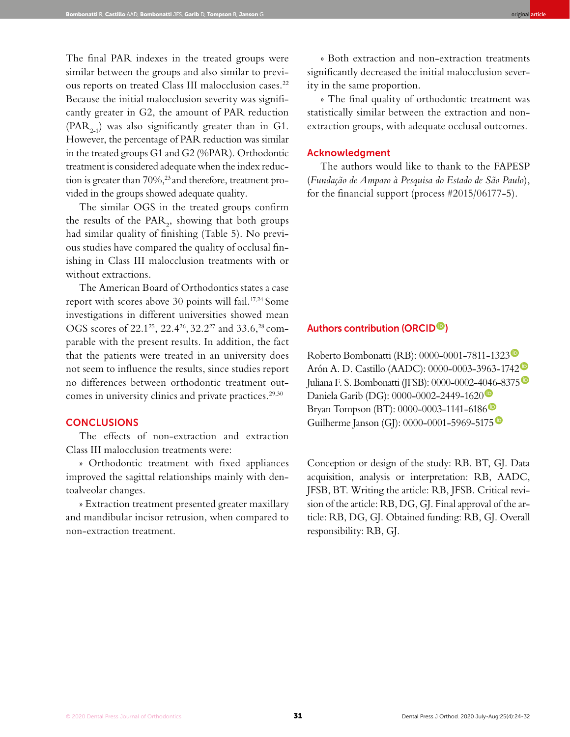The final PAR indexes in the treated groups were similar between the groups and also similar to previous reports on treated Class III malocclusion cases.[22] Because the initial malocclusion severity was significantly greater in G2, the amount of PAR reduction ($PAR_{2-1}$) was also significantly greater than in G1. However, the percentage of PAR reduction was similar in the treated groups G1 and G2 (%PAR). Orthodontic treatment is considered adequate when the index reduction is greater than 70%,[23] and therefore, treatment provided in the groups showed adequate quality.

The similar OGS in the treated groups confirm the results of the $PAR_2$, showing that both groups had similar quality of finishing (Table 5). No previous studies have compared the quality of occlusal finishing in Class III malocclusion treatments with or without extractions.

The American Board of Orthodontics states a case report with scores above 30 points will fail.[17,24] Some investigations in different universities showed mean OGS scores of 22.1[25], 22.4[26], 32.2[27] and 33.6,[28] comparable with the present results. In addition, the fact that the patients were treated in an university does not seem to influence the results, since studies report no differences between orthodontic treatment outcomes in university clinics and private practices.[29,30]

## CONCLUSIONS

The effects of non-extraction and extraction Class III malocclusion treatments were:

» Orthodontic treatment with fixed appliances improved the sagittal relationships mainly with dentoalveolar changes.

» Extraction treatment presented greater maxillary and mandibular incisor retrusion, when compared to non-extraction treatment.

» Both extraction and non-extraction treatments significantly decreased the initial malocclusion severity in the same proportion.

» The final quality of orthodontic treatment was statistically similar between the extraction and non-extraction groups, with adequate occlusal outcomes.

## Acknowledgment

The authors would like to thank to the FAPESP (*Fundação de Amparo à Pesquisa do Estado de São Paulo*), for the financial support (process #2015/06177-5).

## Authors contribution (ORCID)

Roberto Bombonatti (RB): 0000-0001-7811-1323
Arón A. D. Castillo (AADC): 0000-0003-3963-1742
Juliana F. S. Bombonatti (JFSB): 0000-0002-4046-8375
Daniela Garib (DG): 0000-0002-2449-1620
Bryan Tompson (BT): 0000-0003-1141-6186
Guilherme Janson (GJ): 0000-0001-5969-5175

Conception or design of the study: RB. BT, GJ. Data acquisition, analysis or interpretation: RB, AADC, JFSB, BT. Writing the article: RB, JFSB. Critical revision of the article: RB, DG, GJ. Final approval of the article: RB, DG, GJ. Obtained funding: RB, GJ. Overall responsibility: RB, GJ.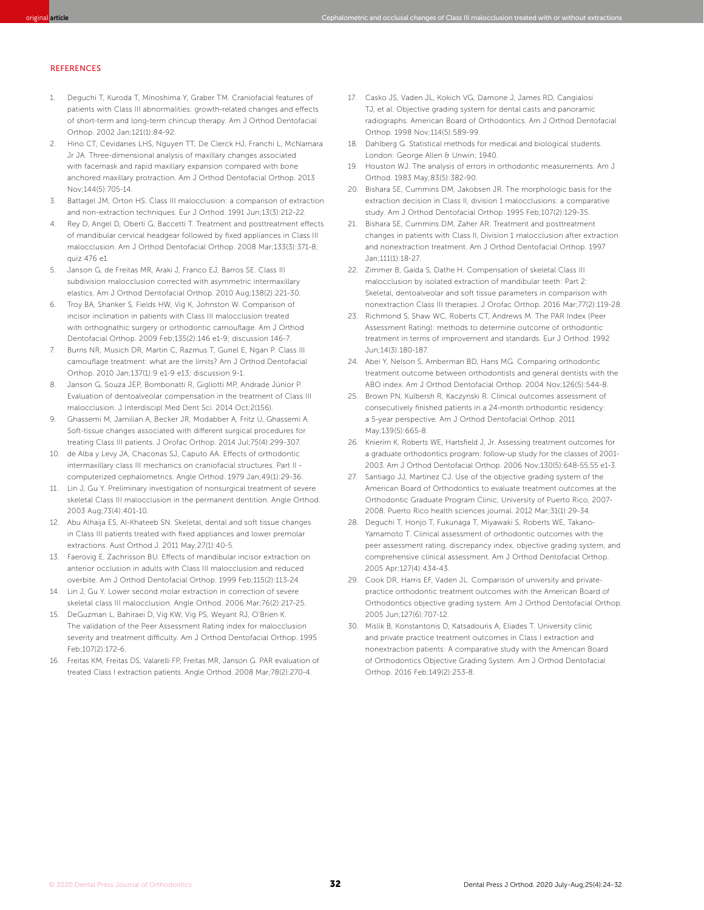## REFERENCES

1. Deguchi T, Kuroda T, Minoshima Y, Graber TM. Craniofacial features of patients with Class III abnormalities: growth-related changes and effects of short-term and long-term chincup therapy. Am J Orthod Dentofacial Orthop. 2002 Jan;121(1):84-92.
2. Hino CT, Cevidanes LHS, Nguyen TT, De Clerck HJ, Franchi L, McNamara Jr JA. Three-dimensional analysis of maxillary changes associated with facemask and rapid maxillary expansion compared with bone anchored maxillary protraction. Am J Orthod Dentofacial Orthop. 2013 Nov;144(5):705-14.
3. Battagel JM, Orton HS. Class III malocclusion: a comparison of extraction and non-extraction techniques. Eur J Orthod. 1991 Jun;13(3):212-22.
4. Rey D, Angel D, Oberti G, Baccetti T. Treatment and posttreatment effects of mandibular cervical headgear followed by fixed appliances in Class III malocclusion. Am J Orthod Dentofacial Orthop. 2008 Mar;133(3):371-8; quiz 476 e1.
5. Janson G, de Freitas MR, Araki J, Franco EJ, Barros SE. Class III subdivision malocclusion corrected with asymmetric intermaxillary elastics. Am J Orthod Dentofacial Orthop. 2010 Aug;138(2):221-30.
6. Troy BA, Shanker S, Fields HW, Vig K, Johnston W. Comparison of incisor inclination in patients with Class III malocclusion treated with orthognathic surgery or orthodontic camouflage. Am J Orthod Dentofacial Orthop. 2009 Feb;135(2):146 e1-9; discussion 146-7.
7. Burns NR, Musich DR, Martin C, Razmus T, Gunel E, Ngan P. Class III camouflage treatment: what are the limits? Am J Orthod Dentofacial Orthop. 2010 Jan;137(1):9 e1-9 e13; discussion 9-1.
8. Janson G, Souza JEP, Bombonatti R, Gigliotti MP, Andrade Júnior P. Evaluation of dentoalveolar compensation in the treatment of Class III malocclusion. J Interdiscipl Med Dent Sci. 2014 Oct;2(156).
9. Ghassemi M, Jamilian A, Becker JR, Modabber A, Fritz U, Ghassemi A. Soft-tissue changes associated with different surgical procedures for treating Class III patients. J Orofac Orthop. 2014 Jul;75(4):299-307.
10. de Alba y Levy JA, Chaconas SJ, Caputo AA. Effects of orthodontic intermaxillary class III mechanics on craniofacial structures. Part II - computerized cephalometrics. Angle Orthod. 1979 Jan;49(1):29-36.
11. Lin J, Gu Y. Preliminary investigation of nonsurgical treatment of severe skeletal Class III malocclusion in the permanent dentition. Angle Orthod. 2003 Aug;73(4):401-10.
12. Abu Alhaija ES, Al-Khateeb SN. Skeletal, dental and soft tissue changes in Class III patients treated with fixed appliances and lower premolar extractions. Aust Orthod J. 2011 May;27(1):40-5.
13. Faerovig E, Zachrisson BU. Effects of mandibular incisor extraction on anterior occlusion in adults with Class III malocclusion and reduced overbite. Am J Orthod Dentofacial Orthop. 1999 Feb;115(2):113-24.
14. Lin J, Gu Y. Lower second molar extraction in correction of severe skeletal class III malocclusion. Angle Orthod. 2006 Mar;76(2):217-25.
15. DeGuzman L, Bahiraei D, Vig KW, Vig PS, Weyant RJ, O'Brien K. The validation of the Peer Assessment Rating index for malocclusion severity and treatment difficulty. Am J Orthod Dentofacial Orthop. 1995 Feb;107(2):172-6.
16. Freitas KM, Freitas DS, Valarelli FP, Freitas MR, Janson G. PAR evaluation of treated Class I extraction patients. Angle Orthod. 2008 Mar;78(2):270-4.
17. Casko JS, Vaden JL, Kokich VG, Damone J, James RD, Cangialosi TJ, et al. Objective grading system for dental casts and panoramic radiographs. American Board of Orthodontics. Am J Orthod Dentofacial Orthop. 1998 Nov;114(5):589-99.
18. Dahlberg G. Statistical methods for medical and biological students. London: George Allen & Unwin; 1940.
19. Houston WJ. The analysis of errors in orthodontic measurements. Am J Orthod. 1983 May;83(5):382-90.
20. Bishara SE, Cummins DM, Jakobsen JR. The morphologic basis for the extraction decision in Class II, division 1 malocclusions: a comparative study. Am J Orthod Dentofacial Orthop. 1995 Feb;107(2):129-35.
21. Bishara SE, Cummins DM, Zaher AR. Treatment and posttreatment changes in patients with Class II, Division 1 malocclusion after extraction and nonextraction treatment. Am J Orthod Dentofacial Orthop. 1997 Jan;111(1):18-27.
22. Zimmer B, Gaida S, Dathe H. Compensation of skeletal Class III malocclusion by isolated extraction of mandibular teeth: Part 2: Skeletal, dentoalveolar and soft tissue parameters in comparison with nonextraction Class III therapies. J Orofac Orthop. 2016 Mar;77(2):119-28.
23. Richmond S, Shaw WC, Roberts CT, Andrews M. The PAR Index (Peer Assessment Rating): methods to determine outcome of orthodontic treatment in terms of improvement and standards. Eur J Orthod. 1992 Jun;14(3):180-187.
24. Abei Y, Nelson S, Amberman BD, Hans MG. Comparing orthodontic treatment outcome between orthodontists and general dentists with the ABO index. Am J Orthod Dentofacial Orthop. 2004 Nov;126(5):544-8.
25. Brown PN, Kulbersh R, Kaczynski R. Clinical outcomes assessment of consecutively finished patients in a 24-month orthodontic residency: a 5-year perspective. Am J Orthod Dentofacial Orthop. 2011 May;139(5):665-8.
26. Knierim K, Roberts WE, Hartsfield J, Jr. Assessing treatment outcomes for a graduate orthodontics program: follow-up study for the classes of 2001-2003. Am J Orthod Dentofacial Orthop. 2006 Nov;130(5):648-55,55 e1-3.
27. Santiago JJ, Martínez CJ. Use of the objective grading system of the American Board of Orthodontics to evaluate treatment outcomes at the Orthodontic Graduate Program Clinic, University of Puerto Rico, 2007-2008. Puerto Rico health sciences journal. 2012 Mar;31(1):29-34.
28. Deguchi T, Honjo T, Fukunaga T, Miyawaki S, Roberts WE, Takano-Yamamoto T. Clinical assessment of orthodontic outcomes with the peer assessment rating, discrepancy index, objective grading system, and comprehensive clinical assessment. Am J Orthod Dentofacial Orthop. 2005 Apr;127(4):434-43.
29. Cook DR, Harris EF, Vaden JL. Comparison of university and private-practice orthodontic treatment outcomes with the American Board of Orthodontics objective grading system. Am J Orthod Dentofacial Orthop. 2005 Jun;127(6):707-12.
30. Mislik B, Konstantonis D, Katsadouris A, Eliades T. University clinic and private practice treatment outcomes in Class I extraction and nonextraction patients: A comparative study with the American Board of Orthodontics Objective Grading System. Am J Orthod Dentofacial Orthop. 2016 Feb;149(2):253-8.